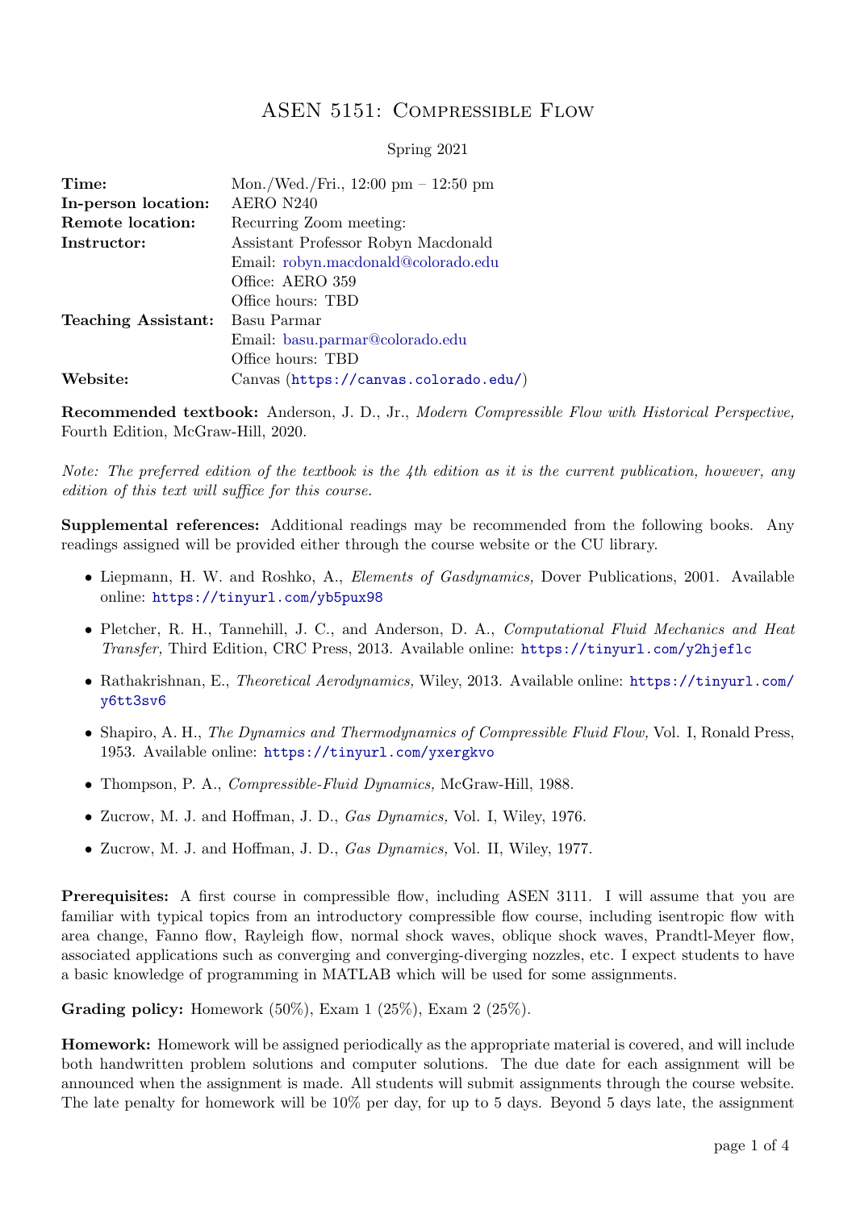# ASEN 5151: Compressible Flow

Spring 2021

| | |
|---|---|
| **Time:** | Mon./Wed./Fri., 12:00 pm – 12:50 pm |
| **In-person location:** | AERO N240 |
| **Remote location:** | Recurring Zoom meeting: |
| **Instructor:** | Assistant Professor Robyn Macdonald |
| | Email: robyn.macdonald@colorado.edu |
| | Office: AERO 359 |
| | Office hours: TBD |
| **Teaching Assistant:** | Basu Parmar |
| | Email: basu.parmar@colorado.edu |
| | Office hours: TBD |
| **Website:** | Canvas (`https://canvas.colorado.edu/`) |

**Recommended textbook:** Anderson, J. D., Jr., *Modern Compressible Flow with Historical Perspective,* Fourth Edition, McGraw-Hill, 2020.

*Note: The preferred edition of the textbook is the 4th edition as it is the current publication, however, any edition of this text will suffice for this course.*

**Supplemental references:** Additional readings may be recommended from the following books. Any readings assigned will be provided either through the course website or the CU library.

- Liepmann, H. W. and Roshko, A., *Elements of Gasdynamics,* Dover Publications, 2001. Available online: `https://tinyurl.com/yb5pux98`
- Pletcher, R. H., Tannehill, J. C., and Anderson, D. A., *Computational Fluid Mechanics and Heat Transfer,* Third Edition, CRC Press, 2013. Available online: `https://tinyurl.com/y2hjeflc`
- Rathakrishnan, E., *Theoretical Aerodynamics,* Wiley, 2013. Available online: `https://tinyurl.com/y6tt3sv6`
- Shapiro, A. H., *The Dynamics and Thermodynamics of Compressible Fluid Flow,* Vol. I, Ronald Press, 1953. Available online: `https://tinyurl.com/yxergkvo`
- Thompson, P. A., *Compressible-Fluid Dynamics,* McGraw-Hill, 1988.
- Zucrow, M. J. and Hoffman, J. D., *Gas Dynamics,* Vol. I, Wiley, 1976.
- Zucrow, M. J. and Hoffman, J. D., *Gas Dynamics,* Vol. II, Wiley, 1977.

**Prerequisites:** A first course in compressible flow, including ASEN 3111. I will assume that you are familiar with typical topics from an introductory compressible flow course, including isentropic flow with area change, Fanno flow, Rayleigh flow, normal shock waves, oblique shock waves, Prandtl-Meyer flow, associated applications such as converging and converging-diverging nozzles, etc. I expect students to have a basic knowledge of programming in MATLAB which will be used for some assignments.

**Grading policy:** Homework (50%), Exam 1 (25%), Exam 2 (25%).

**Homework:** Homework will be assigned periodically as the appropriate material is covered, and will include both handwritten problem solutions and computer solutions. The due date for each assignment will be announced when the assignment is made. All students will submit assignments through the course website. The late penalty for homework will be 10% per day, for up to 5 days. Beyond 5 days late, the assignment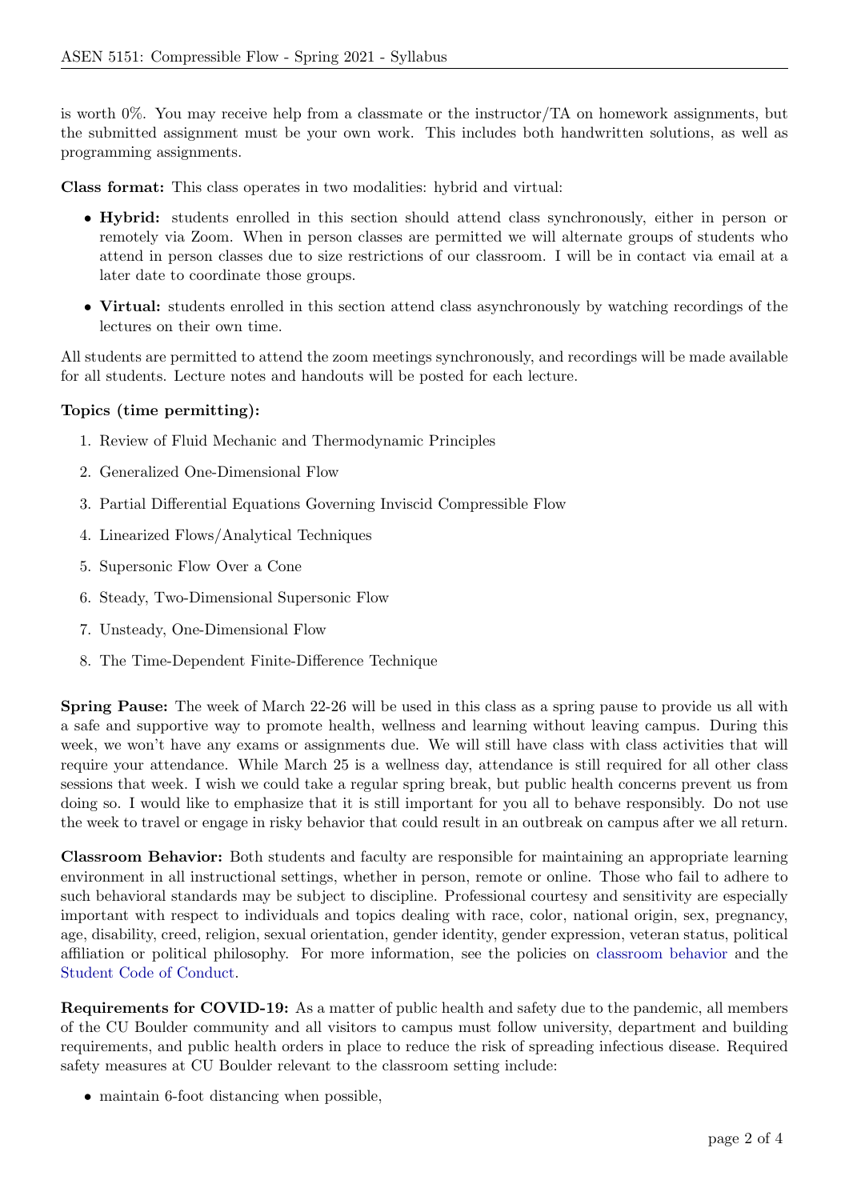is worth 0%. You may receive help from a classmate or the instructor/TA on homework assignments, but the submitted assignment must be your own work. This includes both handwritten solutions, as well as programming assignments.

**Class format:** This class operates in two modalities: hybrid and virtual:

- **Hybrid:** students enrolled in this section should attend class synchronously, either in person or remotely via Zoom. When in person classes are permitted we will alternate groups of students who attend in person classes due to size restrictions of our classroom. I will be in contact via email at a later date to coordinate those groups.
- **Virtual:** students enrolled in this section attend class asynchronously by watching recordings of the lectures on their own time.

All students are permitted to attend the zoom meetings synchronously, and recordings will be made available for all students. Lecture notes and handouts will be posted for each lecture.

**Topics (time permitting):**

1. Review of Fluid Mechanic and Thermodynamic Principles
2. Generalized One-Dimensional Flow
3. Partial Differential Equations Governing Inviscid Compressible Flow
4. Linearized Flows/Analytical Techniques
5. Supersonic Flow Over a Cone
6. Steady, Two-Dimensional Supersonic Flow
7. Unsteady, One-Dimensional Flow
8. The Time-Dependent Finite-Difference Technique

**Spring Pause:** The week of March 22-26 will be used in this class as a spring pause to provide us all with a safe and supportive way to promote health, wellness and learning without leaving campus. During this week, we won't have any exams or assignments due. We will still have class with class activities that will require your attendance. While March 25 is a wellness day, attendance is still required for all other class sessions that week. I wish we could take a regular spring break, but public health concerns prevent us from doing so. I would like to emphasize that it is still important for you all to behave responsibly. Do not use the week to travel or engage in risky behavior that could result in an outbreak on campus after we all return.

**Classroom Behavior:** Both students and faculty are responsible for maintaining an appropriate learning environment in all instructional settings, whether in person, remote or online. Those who fail to adhere to such behavioral standards may be subject to discipline. Professional courtesy and sensitivity are especially important with respect to individuals and topics dealing with race, color, national origin, sex, pregnancy, age, disability, creed, religion, sexual orientation, gender identity, gender expression, veteran status, political affiliation or political philosophy. For more information, see the policies on classroom behavior and the Student Code of Conduct.

**Requirements for COVID-19:** As a matter of public health and safety due to the pandemic, all members of the CU Boulder community and all visitors to campus must follow university, department and building requirements, and public health orders in place to reduce the risk of spreading infectious disease. Required safety measures at CU Boulder relevant to the classroom setting include:

- maintain 6-foot distancing when possible,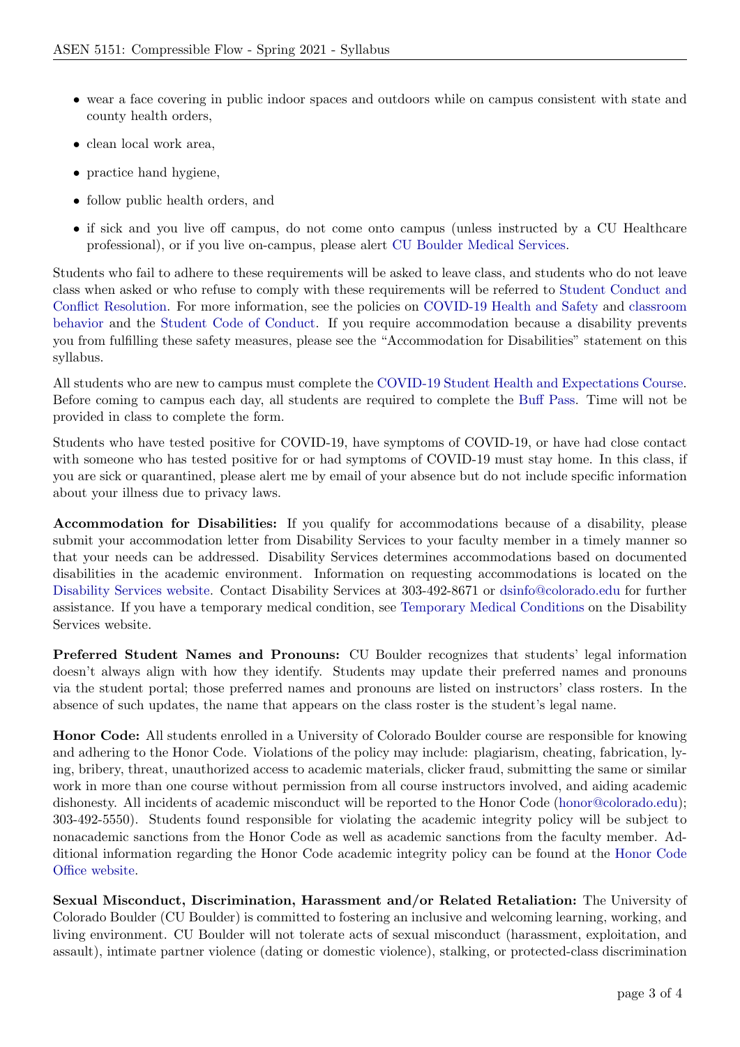- wear a face covering in public indoor spaces and outdoors while on campus consistent with state and county health orders,
- clean local work area,
- practice hand hygiene,
- follow public health orders, and
- if sick and you live off campus, do not come onto campus (unless instructed by a CU Healthcare professional), or if you live on-campus, please alert CU Boulder Medical Services.

Students who fail to adhere to these requirements will be asked to leave class, and students who do not leave class when asked or who refuse to comply with these requirements will be referred to Student Conduct and Conflict Resolution. For more information, see the policies on COVID-19 Health and Safety and classroom behavior and the Student Code of Conduct. If you require accommodation because a disability prevents you from fulfilling these safety measures, please see the "Accommodation for Disabilities" statement on this syllabus.

All students who are new to campus must complete the COVID-19 Student Health and Expectations Course. Before coming to campus each day, all students are required to complete the Buff Pass. Time will not be provided in class to complete the form.

Students who have tested positive for COVID-19, have symptoms of COVID-19, or have had close contact with someone who has tested positive for or had symptoms of COVID-19 must stay home. In this class, if you are sick or quarantined, please alert me by email of your absence but do not include specific information about your illness due to privacy laws.

**Accommodation for Disabilities:** If you qualify for accommodations because of a disability, please submit your accommodation letter from Disability Services to your faculty member in a timely manner so that your needs can be addressed. Disability Services determines accommodations based on documented disabilities in the academic environment. Information on requesting accommodations is located on the Disability Services website. Contact Disability Services at 303-492-8671 or dsinfo@colorado.edu for further assistance. If you have a temporary medical condition, see Temporary Medical Conditions on the Disability Services website.

**Preferred Student Names and Pronouns:** CU Boulder recognizes that students' legal information doesn't always align with how they identify. Students may update their preferred names and pronouns via the student portal; those preferred names and pronouns are listed on instructors' class rosters. In the absence of such updates, the name that appears on the class roster is the student's legal name.

**Honor Code:** All students enrolled in a University of Colorado Boulder course are responsible for knowing and adhering to the Honor Code. Violations of the policy may include: plagiarism, cheating, fabrication, lying, bribery, threat, unauthorized access to academic materials, clicker fraud, submitting the same or similar work in more than one course without permission from all course instructors involved, and aiding academic dishonesty. All incidents of academic misconduct will be reported to the Honor Code (honor@colorado.edu); 303-492-5550). Students found responsible for violating the academic integrity policy will be subject to nonacademic sanctions from the Honor Code as well as academic sanctions from the faculty member. Additional information regarding the Honor Code academic integrity policy can be found at the Honor Code Office website.

**Sexual Misconduct, Discrimination, Harassment and/or Related Retaliation:** The University of Colorado Boulder (CU Boulder) is committed to fostering an inclusive and welcoming learning, working, and living environment. CU Boulder will not tolerate acts of sexual misconduct (harassment, exploitation, and assault), intimate partner violence (dating or domestic violence), stalking, or protected-class discrimination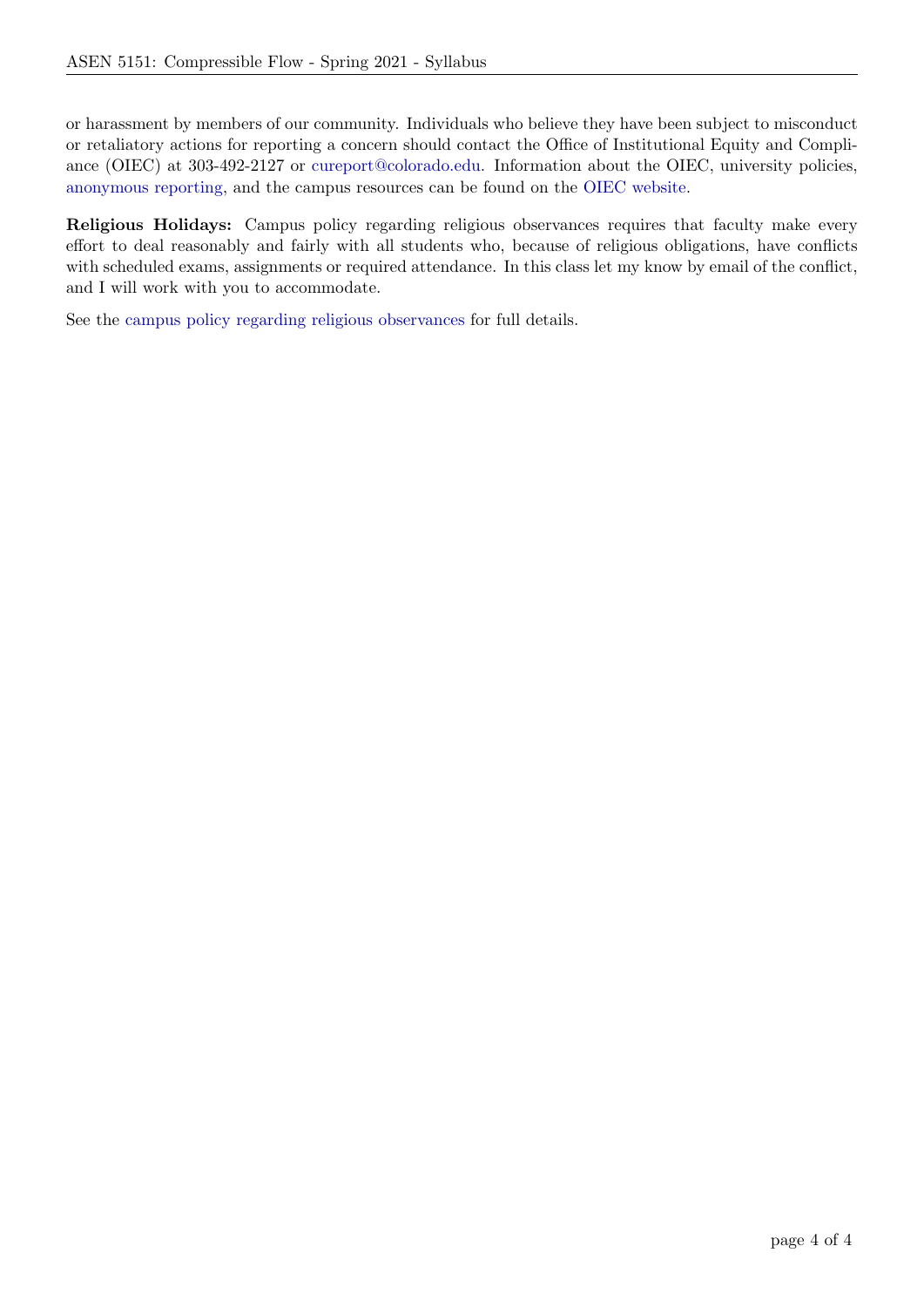or harassment by members of our community. Individuals who believe they have been subject to misconduct or retaliatory actions for reporting a concern should contact the Office of Institutional Equity and Compliance (OIEC) at 303-492-2127 or cureport@colorado.edu. Information about the OIEC, university policies, anonymous reporting, and the campus resources can be found on the OIEC website.

**Religious Holidays:** Campus policy regarding religious observances requires that faculty make every effort to deal reasonably and fairly with all students who, because of religious obligations, have conflicts with scheduled exams, assignments or required attendance. In this class let my know by email of the conflict, and I will work with you to accommodate.

See the campus policy regarding religious observances for full details.